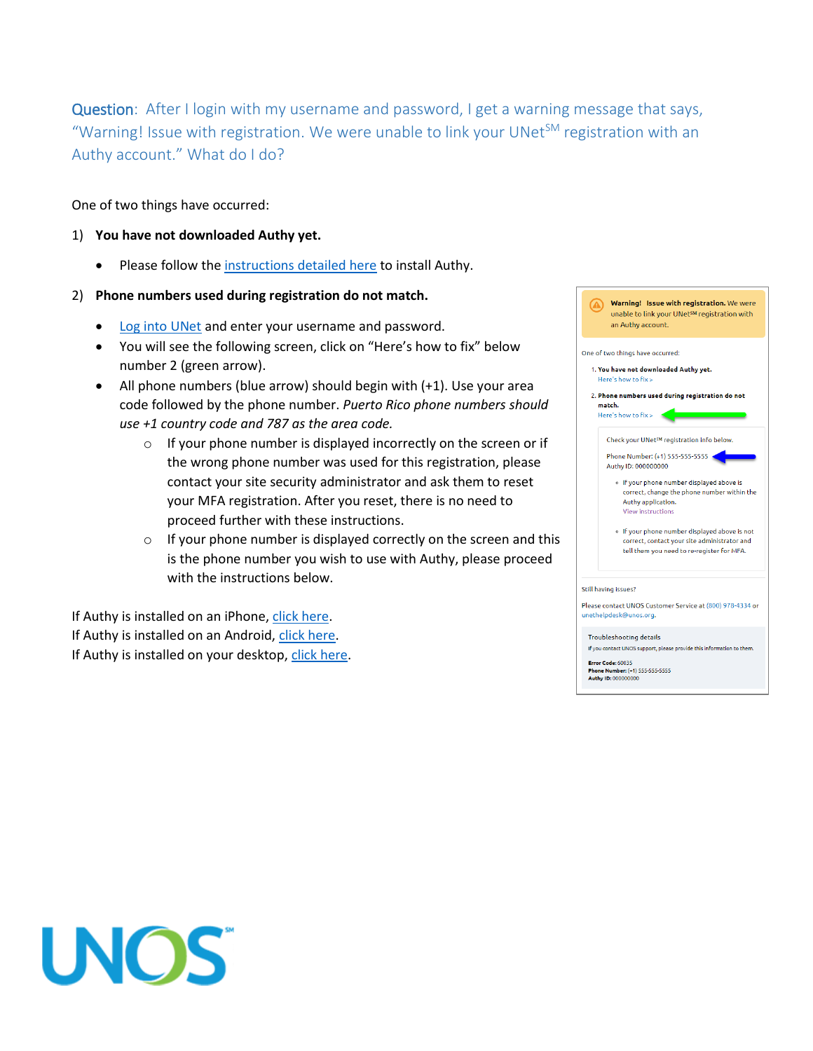Question: After I login with my username and password, I get a warning message that says, "Warning! Issue with registration. We were unable to link your UNet℠ registration with an Authy account." What do I do?

One of two things have occurred:

1) **You have not downloaded Authy yet.**
   - Please follow the instructions detailed here to install Authy.

2) **Phone numbers used during registration do not match.**
   - Log into UNet and enter your username and password.
   - You will see the following screen, click on "Here's how to fix" below number 2 (green arrow).
   - All phone numbers (blue arrow) should begin with (+1). Use your area code followed by the phone number. *Puerto Rico phone numbers should use +1 country code and 787 as the area code.*
     - If your phone number is displayed incorrectly on the screen or if the wrong phone number was used for this registration, please contact your site security administrator and ask them to reset your MFA registration. After you reset, there is no need to proceed further with these instructions.
     - If your phone number is displayed correctly on the screen and this is the phone number you wish to use with Authy, please proceed with the instructions below.

If Authy is installed on an iPhone, click here.
If Authy is installed on an Android, click here.
If Authy is installed on your desktop, click here.

**Warning! Issue with registration.** We were unable to link your UNet℠ registration with an Authy account.

One of two things have occurred:

1. **You have not downloaded Authy yet.**
   Here's how to fix >
2. **Phone numbers used during registration do not match.**
   Here's how to fix >

Check your UNet℠ registration info below.

Phone Number: (+1) 555-555-5555
Authy ID: 000000000

- If your phone number displayed above is correct, change the phone number within the Authy application.
  View instructions
- If your phone number displayed above is not correct, contact your site administrator and tell them you need to re-register for MFA.

Still having issues?

Please contact UNOS Customer Service at (800) 978-4334 or unethelpdesk@unos.org.

Troubleshooting details

If you contact UNOS support, please provide this information to them.

**Error Code:** 60035
**Phone Number:** (+1) 555-555-5555
**Authy ID:** 000000000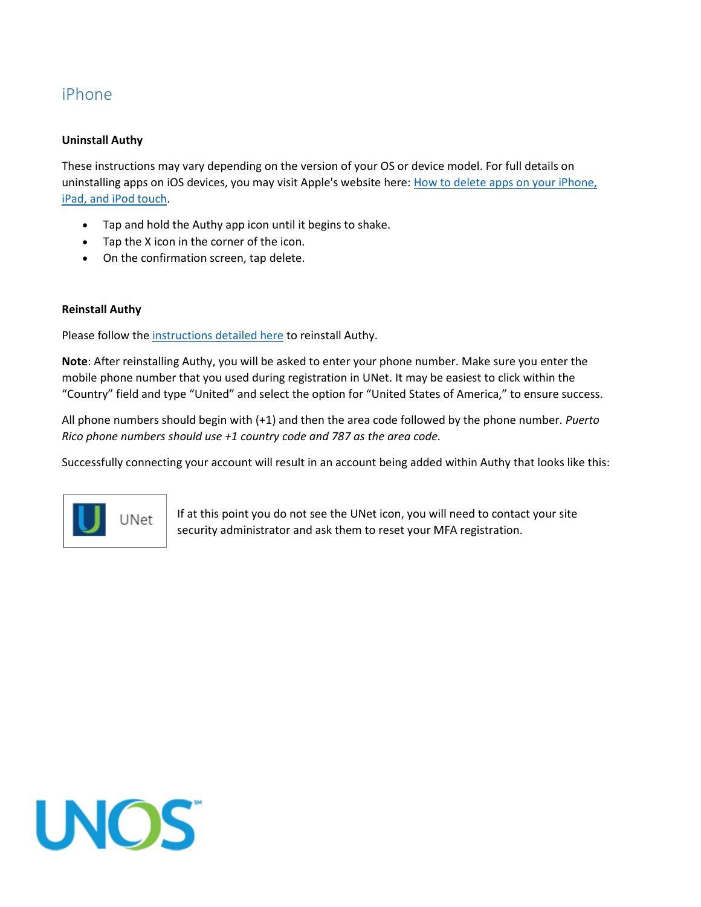## iPhone

### Uninstall Authy

These instructions may vary depending on the version of your OS or device model. For full details on uninstalling apps on iOS devices, you may visit Apple's website here: How to delete apps on your iPhone, iPad, and iPod touch.

- Tap and hold the Authy app icon until it begins to shake.
- Tap the X icon in the corner of the icon.
- On the confirmation screen, tap delete.

### Reinstall Authy

Please follow the instructions detailed here to reinstall Authy.

**Note**: After reinstalling Authy, you will be asked to enter your phone number. Make sure you enter the mobile phone number that you used during registration in UNet. It may be easiest to click within the "Country" field and type "United" and select the option for "United States of America," to ensure success.

All phone numbers should begin with (+1) and then the area code followed by the phone number. *Puerto Rico phone numbers should use +1 country code and 787 as the area code.*

Successfully connecting your account will result in an account being added within Authy that looks like this:

UNet

If at this point you do not see the UNet icon, you will need to contact your site security administrator and ask them to reset your MFA registration.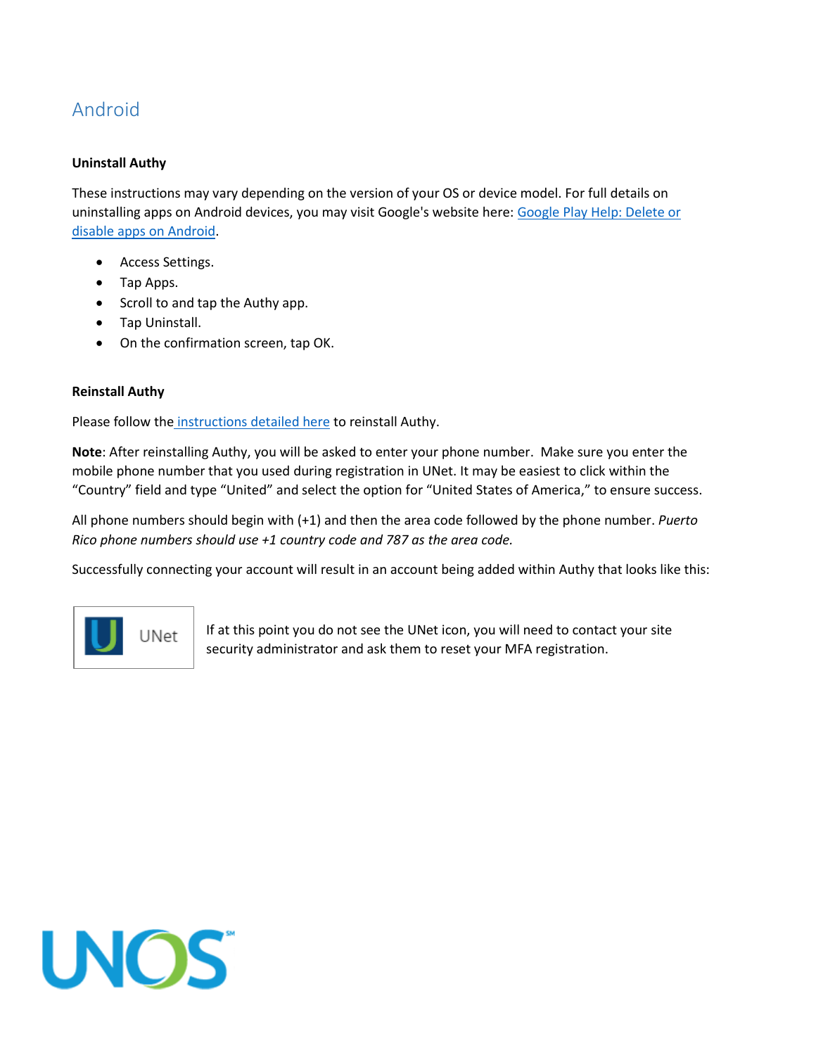## Android

**Uninstall Authy**

These instructions may vary depending on the version of your OS or device model. For full details on uninstalling apps on Android devices, you may visit Google's website here: Google Play Help: Delete or disable apps on Android.

- Access Settings.
- Tap Apps.
- Scroll to and tap the Authy app.
- Tap Uninstall.
- On the confirmation screen, tap OK.

**Reinstall Authy**

Please follow the instructions detailed here to reinstall Authy.

**Note**: After reinstalling Authy, you will be asked to enter your phone number. Make sure you enter the mobile phone number that you used during registration in UNet. It may be easiest to click within the "Country" field and type "United" and select the option for "United States of America," to ensure success.

All phone numbers should begin with (+1) and then the area code followed by the phone number. *Puerto Rico phone numbers should use +1 country code and 787 as the area code.*

Successfully connecting your account will result in an account being added within Authy that looks like this:

UNet

If at this point you do not see the UNet icon, you will need to contact your site security administrator and ask them to reset your MFA registration.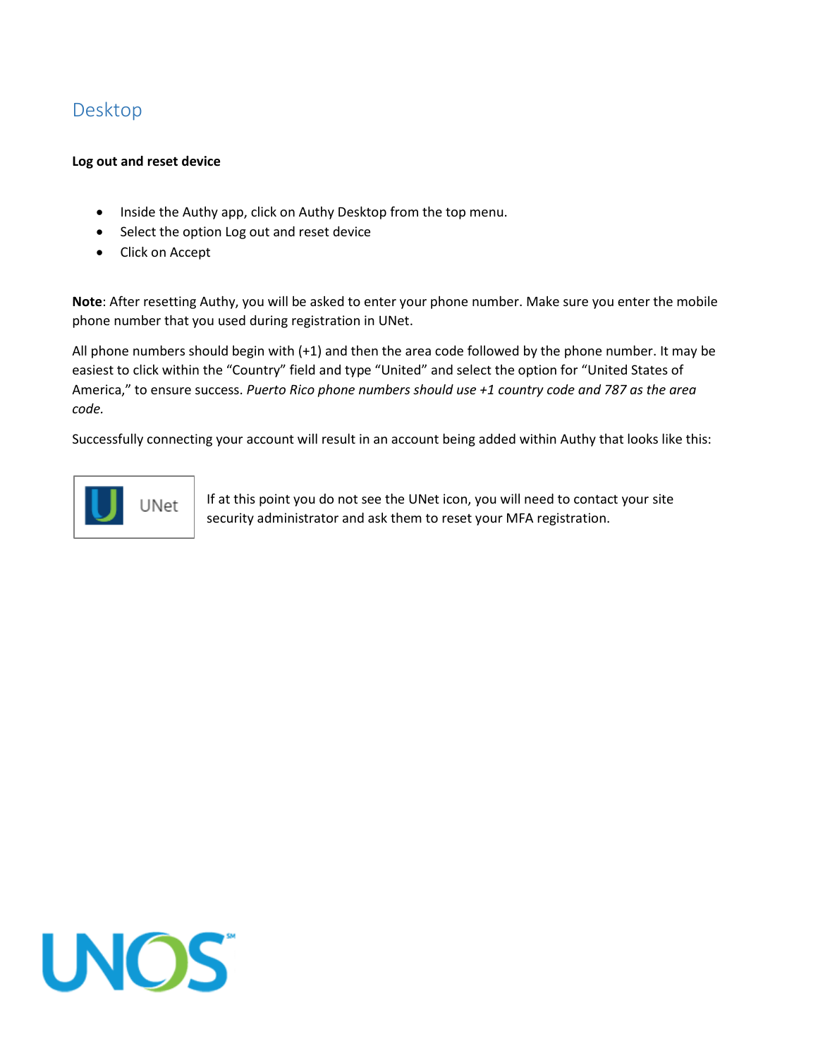## Desktop

**Log out and reset device**

- Inside the Authy app, click on Authy Desktop from the top menu.
- Select the option Log out and reset device
- Click on Accept

**Note**: After resetting Authy, you will be asked to enter your phone number. Make sure you enter the mobile phone number that you used during registration in UNet.

All phone numbers should begin with (+1) and then the area code followed by the phone number. It may be easiest to click within the "Country" field and type "United" and select the option for "United States of America," to ensure success. *Puerto Rico phone numbers should use +1 country code and 787 as the area code.*

Successfully connecting your account will result in an account being added within Authy that looks like this:

UNet

If at this point you do not see the UNet icon, you will need to contact your site security administrator and ask them to reset your MFA registration.